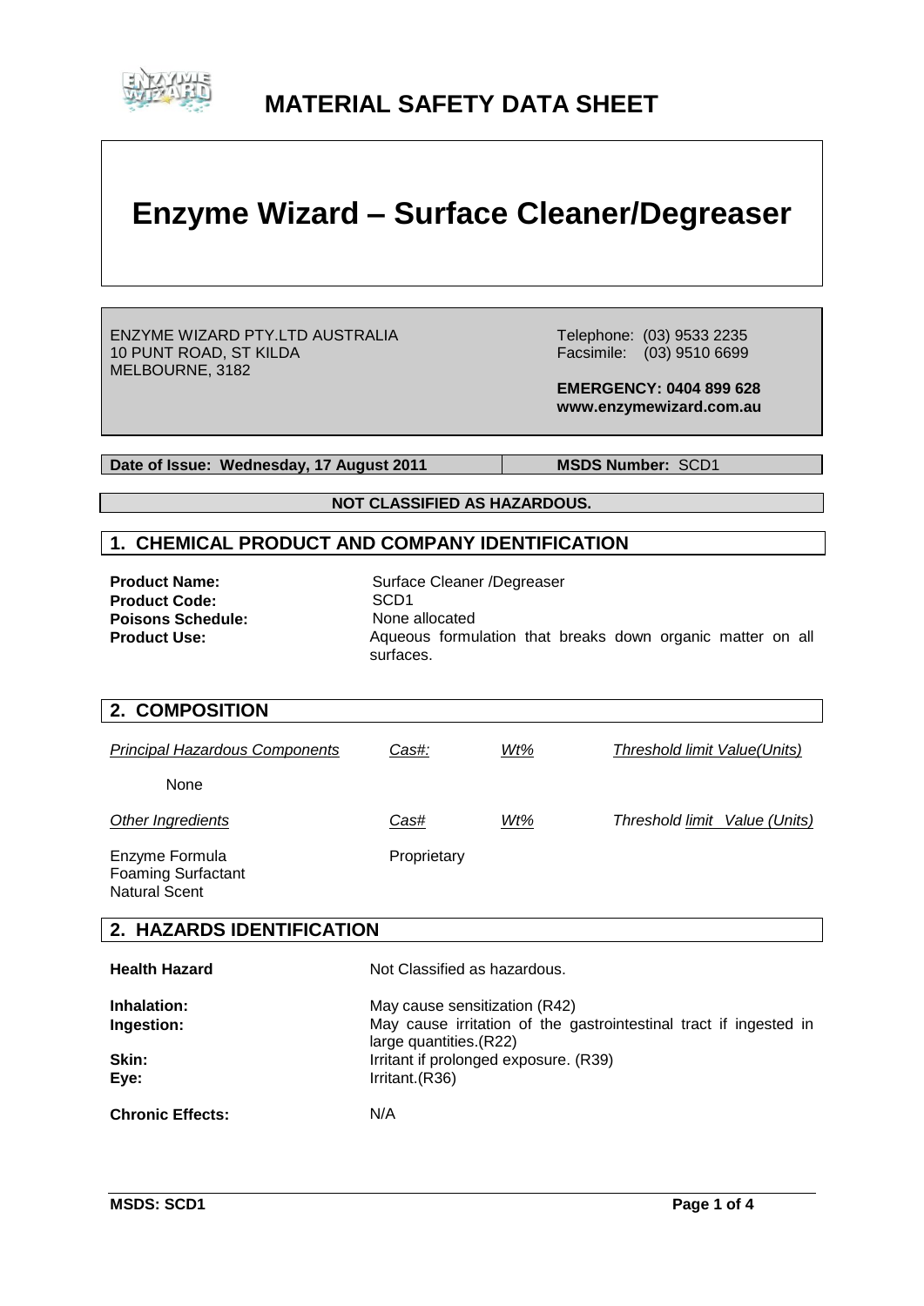# MATERIAL SAFETY DATA SHEET

# Enzyme Wizard – Surface Cleaner/Degreaser

ENZYME WIZARD PTY.LTD AUSTRALIA
10 PUNT ROAD, ST KILDA
MELBOURNE, 3182

Telephone: (03) 9533 2235
Facsimile: (03) 9510 6699

**EMERGENCY: 0404 899 628**
**www.enzymewizard.com.au**

| **Date of Issue: Wednesday, 17 August 2011** | **MSDS Number:** SCD1 |
|---|---|

**NOT CLASSIFIED AS HAZARDOUS.**

## 1. CHEMICAL PRODUCT AND COMPANY IDENTIFICATION

**Product Name:** Surface Cleaner /Degreaser
**Product Code:** SCD1
**Poisons Schedule:** None allocated
**Product Use:** Aqueous formulation that breaks down organic matter on all surfaces.

## 2. COMPOSITION

| *Principal Hazardous Components* | *Cas#:* | *Wt%* | *Threshold limit Value(Units)* |
|---|---|---|---|
| None | | | |
| *Other Ingredients* | *Cas#* | *Wt%* | *Threshold limit Value (Units)* |
| Enzyme Formula<br>Foaming Surfactant<br>Natural Scent | Proprietary | | |

## 2. HAZARDS IDENTIFICATION

**Health Hazard** Not Classified as hazardous.

**Inhalation:** May cause sensitization (R42)
**Ingestion:** May cause irritation of the gastrointestinal tract if ingested in large quantities.(R22)
**Skin:** Irritant if prolonged exposure. (R39)
**Eye:** Irritant.(R36)

**Chronic Effects:** N/A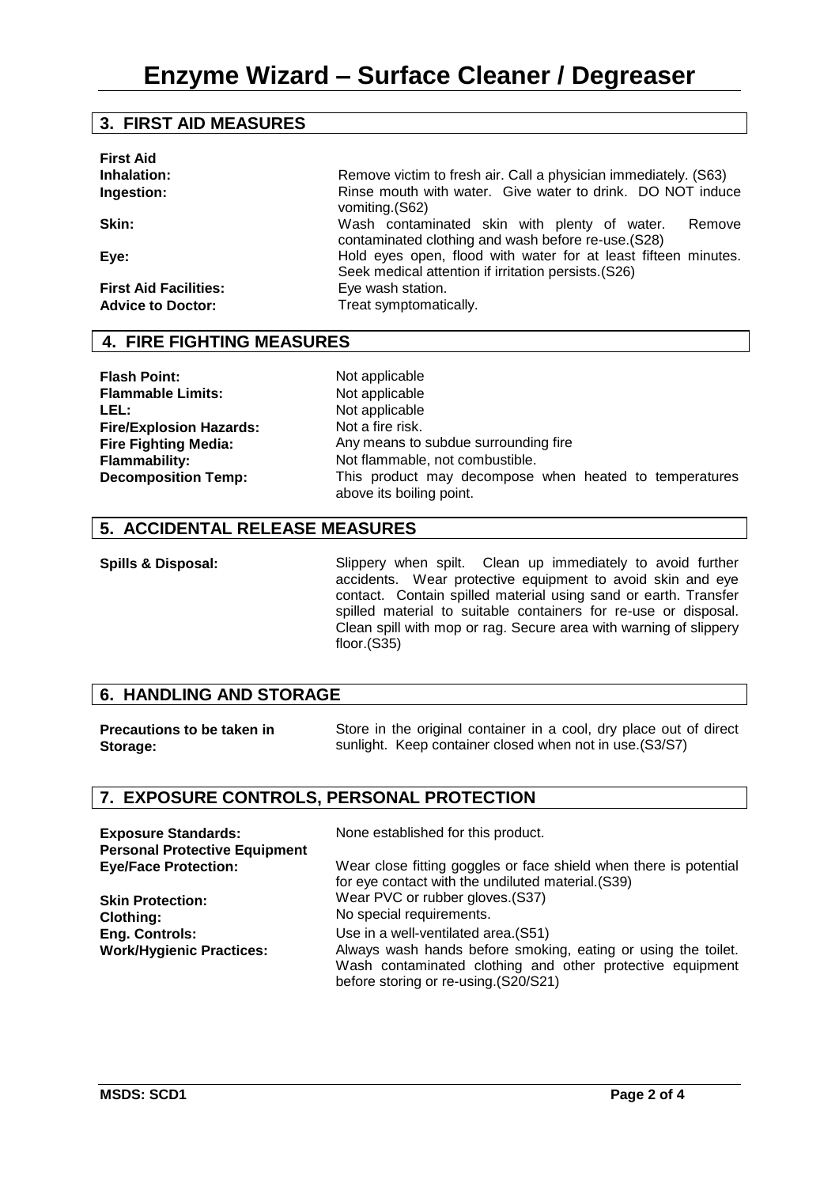## 3. FIRST AID MEASURES

**First Aid**

| | |
|---|---|
| **Inhalation:** | Remove victim to fresh air. Call a physician immediately. (S63) |
| **Ingestion:** | Rinse mouth with water. Give water to drink. DO NOT induce vomiting.(S62) |
| **Skin:** | Wash contaminated skin with plenty of water. Remove contaminated clothing and wash before re-use.(S28) |
| **Eye:** | Hold eyes open, flood with water for at least fifteen minutes. Seek medical attention if irritation persists.(S26) |
| **First Aid Facilities:** | Eye wash station. |
| **Advice to Doctor:** | Treat symptomatically. |

## 4. FIRE FIGHTING MEASURES

| | |
|---|---|
| **Flash Point:** | Not applicable |
| **Flammable Limits:** | Not applicable |
| **LEL:** | Not applicable |
| **Fire/Explosion Hazards:** | Not a fire risk. |
| **Fire Fighting Media:** | Any means to subdue surrounding fire |
| **Flammability:** | Not flammable, not combustible. |
| **Decomposition Temp:** | This product may decompose when heated to temperatures above its boiling point. |

## 5. ACCIDENTAL RELEASE MEASURES

**Spills & Disposal:** Slippery when spilt. Clean up immediately to avoid further accidents. Wear protective equipment to avoid skin and eye contact. Contain spilled material using sand or earth. Transfer spilled material to suitable containers for re-use or disposal. Clean spill with mop or rag. Secure area with warning of slippery floor.(S35)

## 6. HANDLING AND STORAGE

**Precautions to be taken in Storage:** Store in the original container in a cool, dry place out of direct sunlight. Keep container closed when not in use.(S3/S7)

## 7. EXPOSURE CONTROLS, PERSONAL PROTECTION

| | |
|---|---|
| **Exposure Standards:** | None established for this product. |
| **Personal Protective Equipment** | |
| **Eye/Face Protection:** | Wear close fitting goggles or face shield when there is potential for eye contact with the undiluted material.(S39) |
| **Skin Protection:** | Wear PVC or rubber gloves.(S37) |
| **Clothing:** | No special requirements. |
| **Eng. Controls:** | Use in a well-ventilated area.(S51) |
| **Work/Hygienic Practices:** | Always wash hands before smoking, eating or using the toilet. Wash contaminated clothing and other protective equipment before storing or re-using.(S20/S21) |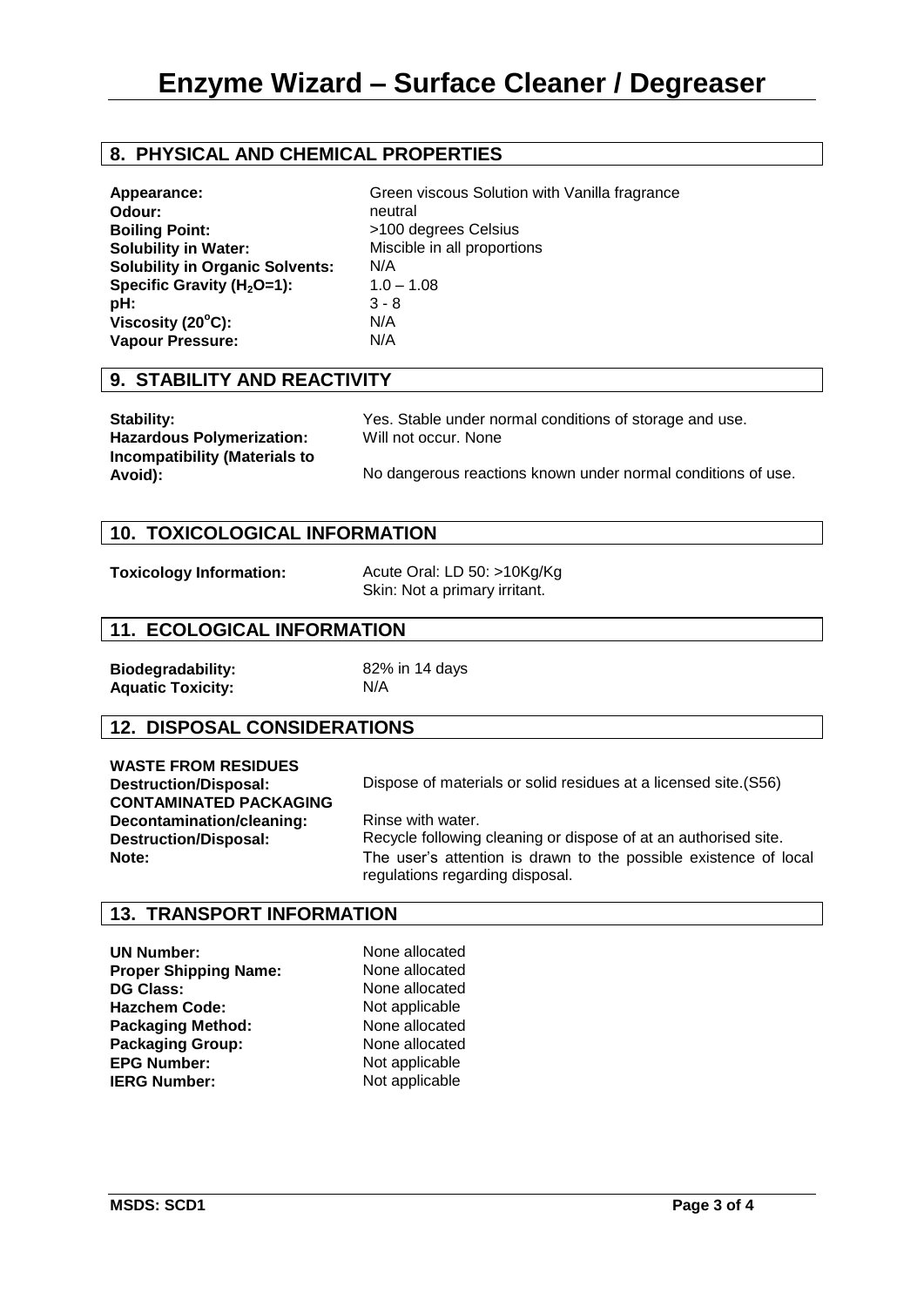# Enzyme Wizard – Surface Cleaner / Degreaser

## 8. PHYSICAL AND CHEMICAL PROPERTIES

| | |
|---|---|
| **Appearance:** | Green viscous Solution with Vanilla fragrance |
| **Odour:** | neutral |
| **Boiling Point:** | >100 degrees Celsius |
| **Solubility in Water:** | Miscible in all proportions |
| **Solubility in Organic Solvents:** | N/A |
| **Specific Gravity ($H_2O$=1):** | 1.0 – 1.08 |
| **pH:** | 3 - 8 |
| **Viscosity (20°C):** | N/A |
| **Vapour Pressure:** | N/A |

## 9. STABILITY AND REACTIVITY

| | |
|---|---|
| **Stability:** | Yes. Stable under normal conditions of storage and use. |
| **Hazardous Polymerization:** | Will not occur. None |
| **Incompatibility (Materials to Avoid):** | No dangerous reactions known under normal conditions of use. |

## 10. TOXICOLOGICAL INFORMATION

| | |
|---|---|
| **Toxicology Information:** | Acute Oral: LD 50: >10Kg/Kg<br>Skin: Not a primary irritant. |

## 11. ECOLOGICAL INFORMATION

| | |
|---|---|
| **Biodegradability:** | 82% in 14 days |
| **Aquatic Toxicity:** | N/A |

## 12. DISPOSAL CONSIDERATIONS

**WASTE FROM RESIDUES**

| | |
|---|---|
| **Destruction/Disposal:** | Dispose of materials or solid residues at a licensed site.(S56) |

**CONTAMINATED PACKAGING**

| | |
|---|---|
| **Decontamination/cleaning:** | Rinse with water. |
| **Destruction/Disposal:** | Recycle following cleaning or dispose of at an authorised site. |
| **Note:** | The user's attention is drawn to the possible existence of local regulations regarding disposal. |

## 13. TRANSPORT INFORMATION

| | |
|---|---|
| **UN Number:** | None allocated |
| **Proper Shipping Name:** | None allocated |
| **DG Class:** | None allocated |
| **Hazchem Code:** | Not applicable |
| **Packaging Method:** | None allocated |
| **Packaging Group:** | None allocated |
| **EPG Number:** | Not applicable |
| **IERG Number:** | Not applicable |

MSDS: SCD1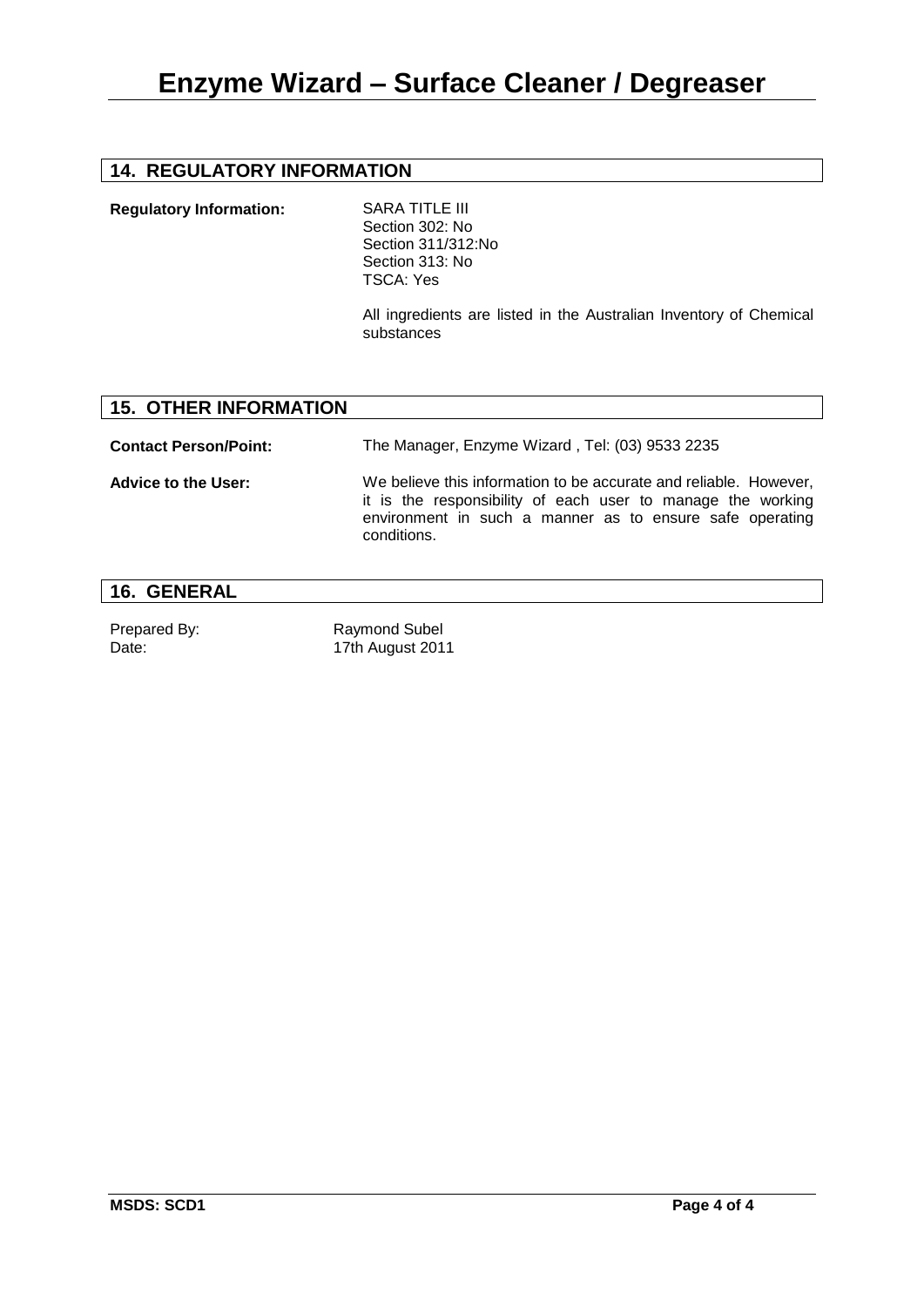# Enzyme Wizard – Surface Cleaner / Degreaser

## 14. REGULATORY INFORMATION

**Regulatory Information:**

SARA TITLE III
Section 302: No
Section 311/312:No
Section 313: No
TSCA: Yes

All ingredients are listed in the Australian Inventory of Chemical substances

## 15. OTHER INFORMATION

**Contact Person/Point:** The Manager, Enzyme Wizard , Tel: (03) 9533 2235

**Advice to the User:** We believe this information to be accurate and reliable. However, it is the responsibility of each user to manage the working environment in such a manner as to ensure safe operating conditions.

## 16. GENERAL

Prepared By: Raymond Subel
Date: 17th August 2011

**MSDS: SCD1**